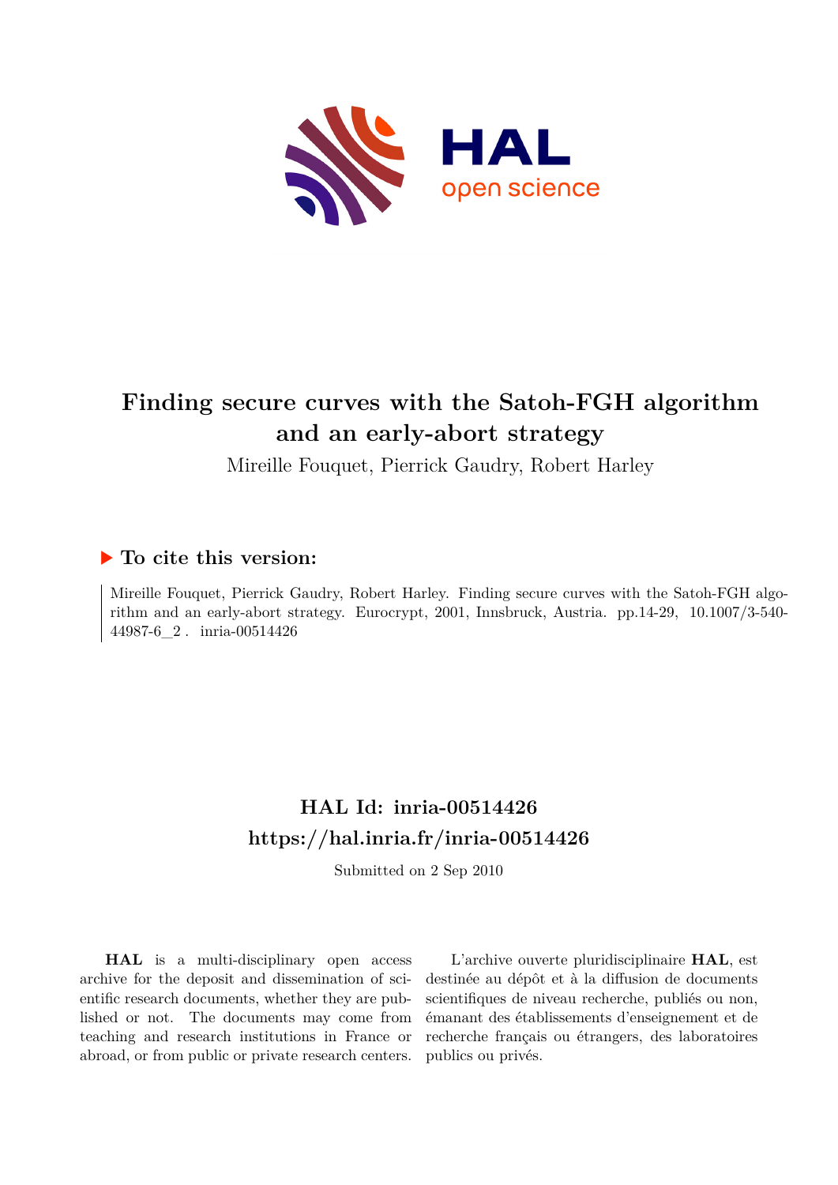# Finding secure curves with the Satoh-FGH algorithm and an early-abort strategy

Mireille Fouquet, Pierrick Gaudry, Robert Harley

## ▶ To cite this version:

Mireille Fouquet, Pierrick Gaudry, Robert Harley. Finding secure curves with the Satoh-FGH algorithm and an early-abort strategy. Eurocrypt, 2001, Innsbruck, Austria. pp.14-29, 10.1007/3-540-44987-6_2 . inria-00514426

## HAL Id: inria-00514426
## https://hal.inria.fr/inria-00514426

Submitted on 2 Sep 2010

**HAL** is a multi-disciplinary open access archive for the deposit and dissemination of scientific research documents, whether they are published or not. The documents may come from teaching and research institutions in France or abroad, or from public or private research centers.

L'archive ouverte pluridisciplinaire **HAL**, est destinée au dépôt et à la diffusion de documents scientifiques de niveau recherche, publiés ou non, émanant des établissements d'enseignement et de recherche français ou étrangers, des laboratoires publics ou privés.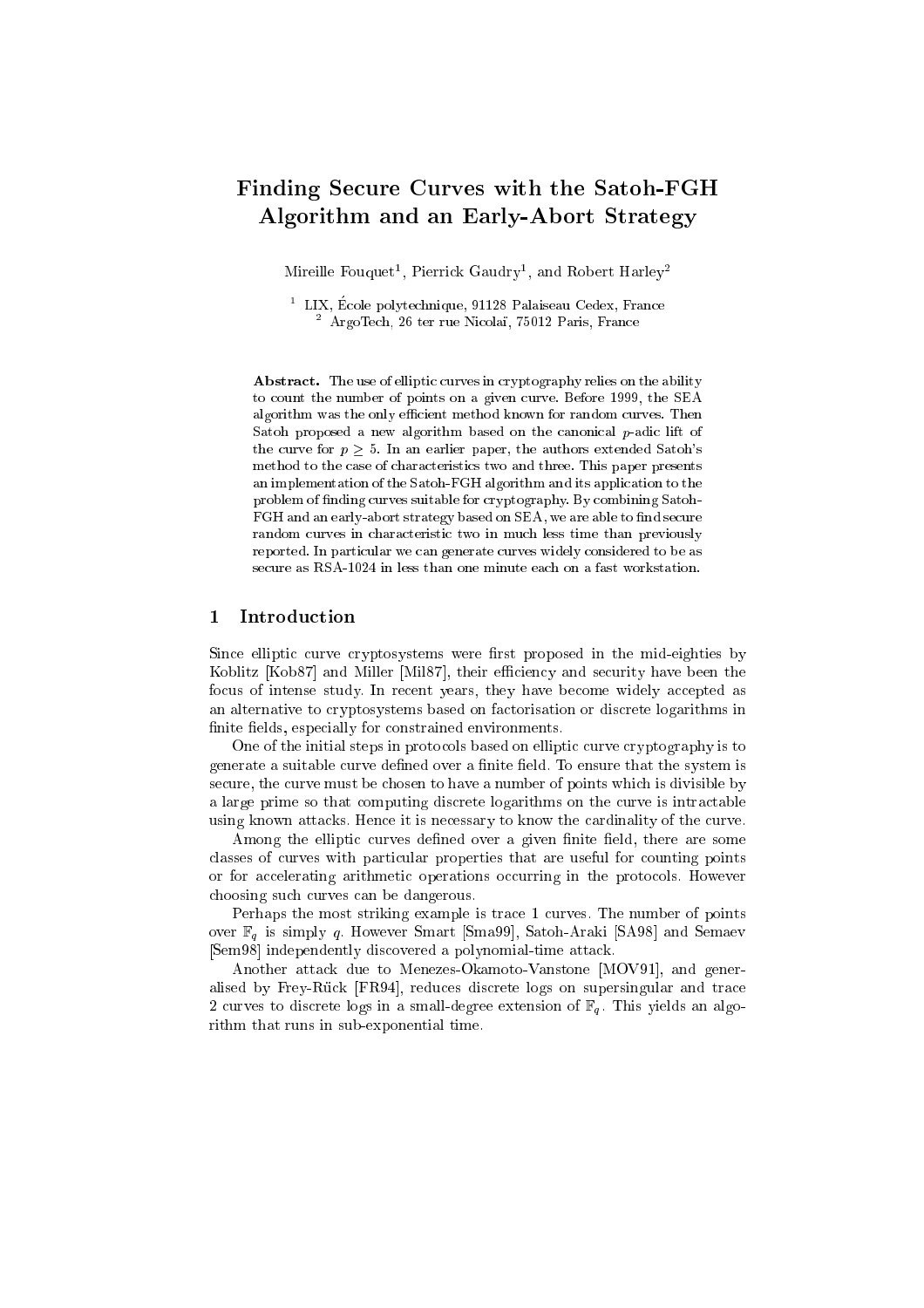# Finding Secure Curves with the Satoh-FGH Algorithm and an Early-Abort Strategy

Mireille Fouquet[1], Pierrick Gaudry[1], and Robert Harley[2]

[1] LIX, École polytechnique, 91128 Palaiseau Cedex, France
[2] ArgoTech, 26 ter rue Nicolaï, 75012 Paris, France

**Abstract.** The use of elliptic curves in cryptography relies on the ability to count the number of points on a given curve. Before 1999, the SEA algorithm was the only efficient method known for random curves. Then Satoh proposed a new algorithm based on the canonical $p$-adic lift of the curve for $p \geq 5$. In an earlier paper, the authors extended Satoh's method to the case of characteristics two and three. This paper presents an implementation of the Satoh-FGH algorithm and its application to the problem of finding curves suitable for cryptography. By combining Satoh-FGH and an early-abort strategy based on SEA, we are able to find secure random curves in characteristic two in much less time than previously reported. In particular we can generate curves widely considered to be as secure as RSA-1024 in less than one minute each on a fast workstation.

## 1 Introduction

Since elliptic curve cryptosystems were first proposed in the mid-eighties by Koblitz [Kob87] and Miller [Mil87], their efficiency and security have been the focus of intense study. In recent years, they have become widely accepted as an alternative to cryptosystems based on factorisation or discrete logarithms in finite fields, especially for constrained environments.

One of the initial steps in protocols based on elliptic curve cryptography is to generate a suitable curve defined over a finite field. To ensure that the system is secure, the curve must be chosen to have a number of points which is divisible by a large prime so that computing discrete logarithms on the curve is intractable using known attacks. Hence it is necessary to know the cardinality of the curve.

Among the elliptic curves defined over a given finite field, there are some classes of curves with particular properties that are useful for counting points or for accelerating arithmetic operations occurring in the protocols. However choosing such curves can be dangerous.

Perhaps the most striking example is trace 1 curves. The number of points over $\mathbb{F}_q$ is simply $q$. However Smart [Sma99], Satoh-Araki [SA98] and Semaev [Sem98] independently discovered a polynomial-time attack.

Another attack due to Menezes-Okamoto-Vanstone [MOV91], and generalised by Frey-Rück [FR94], reduces discrete logs on supersingular and trace 2 curves to discrete logs in a small-degree extension of $\mathbb{F}_q$. This yields an algorithm that runs in sub-exponential time.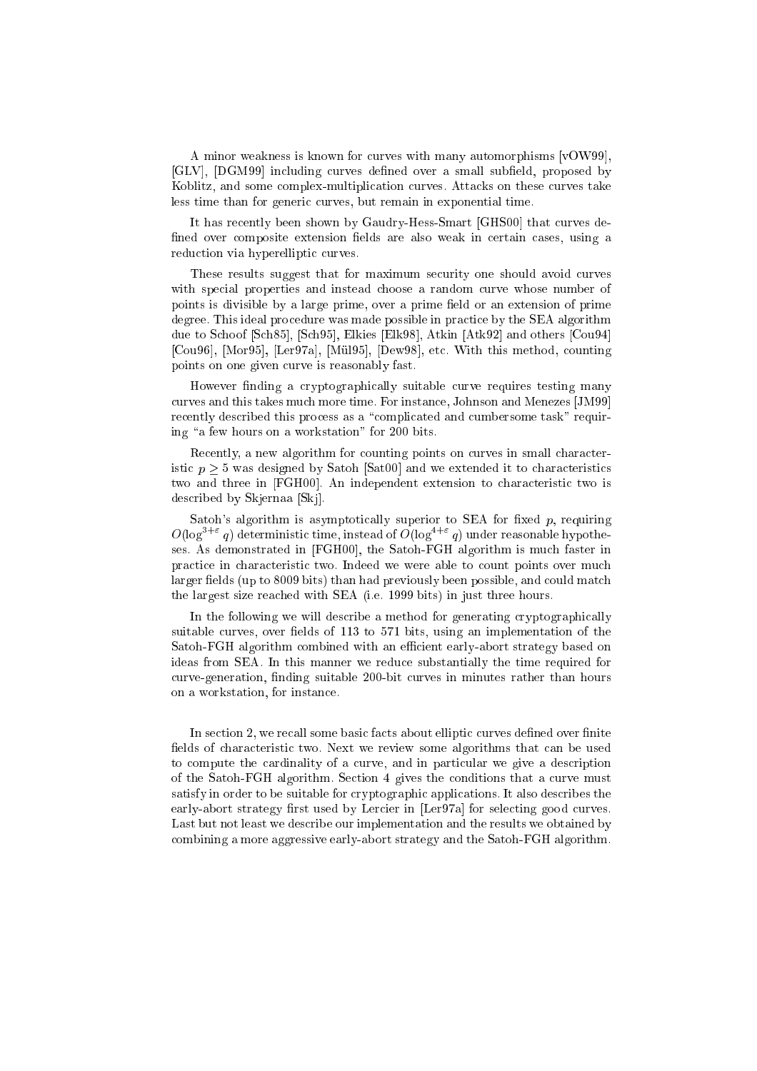A minor weakness is known for curves with many automorphisms [vOW99], [GLV], [DGM99] including curves defined over a small subfield, proposed by Koblitz, and some complex-multiplication curves. Attacks on these curves take less time than for generic curves, but remain in exponential time.

It has recently been shown by Gaudry-Hess-Smart [GHS00] that curves defined over composite extension fields are also weak in certain cases, using a reduction via hyperelliptic curves.

These results suggest that for maximum security one should avoid curves with special properties and instead choose a random curve whose number of points is divisible by a large prime, over a prime field or an extension of prime degree. This ideal procedure was made possible in practice by the SEA algorithm due to Schoof [Sch85], [Sch95], Elkies [Elk98], Atkin [Atk92] and others [Cou94] [Cou96], [Mor95], [Ler97a], [Mül95], [Dew98], etc. With this method, counting points on one given curve is reasonably fast.

However finding a cryptographically suitable curve requires testing many curves and this takes much more time. For instance, Johnson and Menezes [JM99] recently described this process as a "complicated and cumbersome task" requiring "a few hours on a workstation" for 200 bits.

Recently, a new algorithm for counting points on curves in small characteristic $p \geq 5$ was designed by Satoh [Sat00] and we extended it to characteristics two and three in [FGH00]. An independent extension to characteristic two is described by Skjernaa [Skj].

Satoh's algorithm is asymptotically superior to SEA for fixed $p$, requiring $O(\log^{3+\varepsilon} q)$ deterministic time, instead of $O(\log^{4+\varepsilon} q)$ under reasonable hypotheses. As demonstrated in [FGH00], the Satoh-FGH algorithm is much faster in practice in characteristic two. Indeed we were able to count points over much larger fields (up to 8009 bits) than had previously been possible, and could match the largest size reached with SEA (i.e. 1999 bits) in just three hours.

In the following we will describe a method for generating cryptographically suitable curves, over fields of 113 to 571 bits, using an implementation of the Satoh-FGH algorithm combined with an efficient early-abort strategy based on ideas from SEA. In this manner we reduce substantially the time required for curve-generation, finding suitable 200-bit curves in minutes rather than hours on a workstation, for instance.

In section 2, we recall some basic facts about elliptic curves defined over finite fields of characteristic two. Next we review some algorithms that can be used to compute the cardinality of a curve, and in particular we give a description of the Satoh-FGH algorithm. Section 4 gives the conditions that a curve must satisfy in order to be suitable for cryptographic applications. It also describes the early-abort strategy first used by Lercier in [Ler97a] for selecting good curves. Last but not least we describe our implementation and the results we obtained by combining a more aggressive early-abort strategy and the Satoh-FGH algorithm.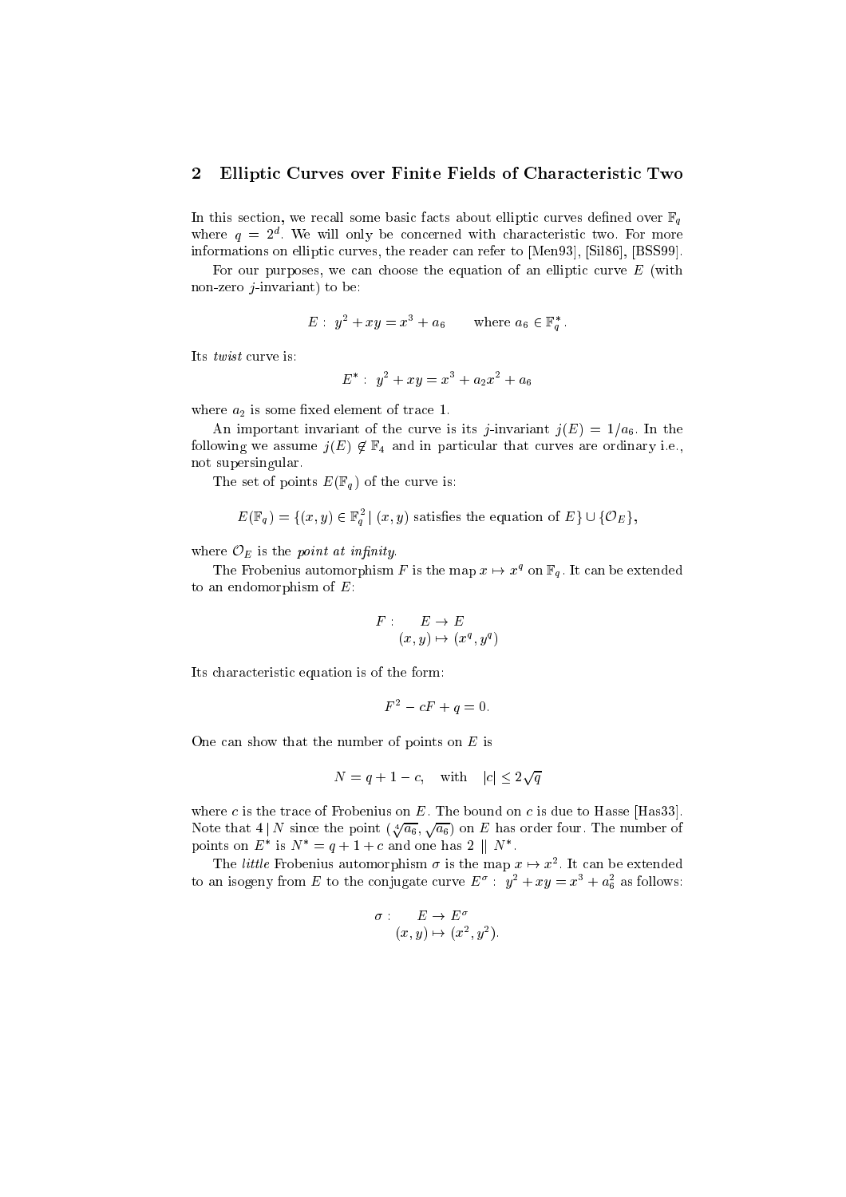## 2 Elliptic Curves over Finite Fields of Characteristic Two

In this section, we recall some basic facts about elliptic curves defined over $\mathbb{F}_q$ where $q = 2^d$. We will only be concerned with characteristic two. For more informations on elliptic curves, the reader can refer to [Men93], [Sil86], [BSS99].

For our purposes, we can choose the equation of an elliptic curve $E$ (with non-zero $j$-invariant) to be:

$$E : \; y^2 + xy = x^3 + a_6 \qquad \text{where } a_6 \in \mathbb{F}_q^*.$$

Its *twist* curve is:

$$E^* : \; y^2 + xy = x^3 + a_2x^2 + a_6$$

where $a_2$ is some fixed element of trace 1.

An important invariant of the curve is its $j$-invariant $j(E) = 1/a_6$. In the following we assume $j(E) \notin \mathbb{F}_4$ and in particular that curves are ordinary i.e., not supersingular.

The set of points $E(\mathbb{F}_q)$ of the curve is:

$$E(\mathbb{F}_q) = \{(x, y) \in \mathbb{F}_q^2 \,|\, (x, y) \text{ satisfies the equation of } E\} \cup \{\mathcal{O}_E\},$$

where $\mathcal{O}_E$ is the *point at infinity*.

The Frobenius automorphism $F$ is the map $x \mapsto x^q$ on $\mathbb{F}_q$. It can be extended to an endomorphism of $E$:

$$\begin{aligned} F : \quad & E \to E \\ & (x, y) \mapsto (x^q, y^q) \end{aligned}$$

Its characteristic equation is of the form:

$$F^2 - cF + q = 0.$$

One can show that the number of points on $E$ is

$$N = q + 1 - c, \quad \text{with} \quad |c| \leq 2\sqrt{q}$$

where $c$ is the trace of Frobenius on $E$. The bound on $c$ is due to Hasse [Has33]. Note that $4 \mid N$ since the point $(\sqrt[4]{a_6}, \sqrt{a_6})$ on $E$ has order four. The number of points on $E^*$ is $N^* = q + 1 + c$ and one has $2 \parallel N^*$.

The *little* Frobenius automorphism $\sigma$ is the map $x \mapsto x^2$. It can be extended to an isogeny from $E$ to the conjugate curve $E^\sigma : \; y^2 + xy = x^3 + a_6^2$ as follows:

$$\begin{aligned} \sigma : \quad & E \to E^\sigma \\ & (x, y) \mapsto (x^2, y^2). \end{aligned}$$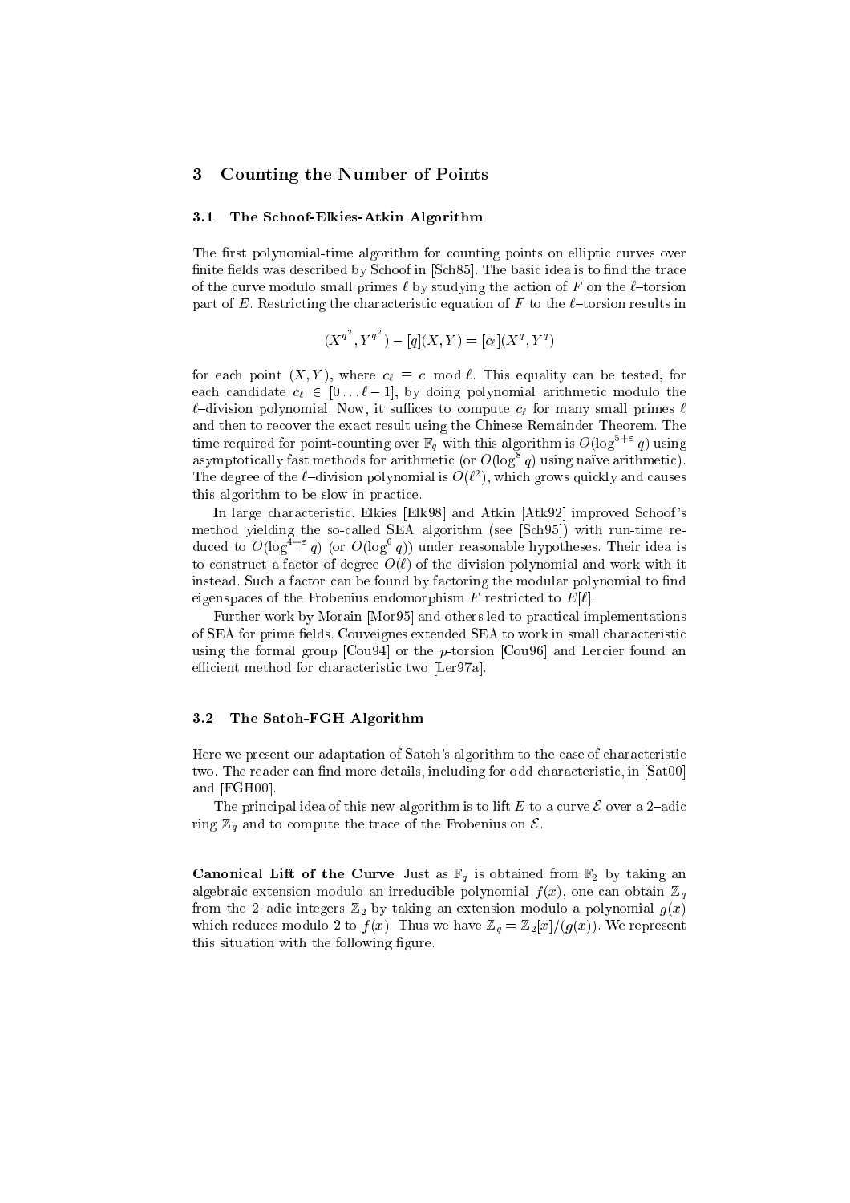## 3 Counting the Number of Points

### 3.1 The Schoof-Elkies-Atkin Algorithm

The first polynomial-time algorithm for counting points on elliptic curves over finite fields was described by Schoof in [Sch85]. The basic idea is to find the trace of the curve modulo small primes $\ell$ by studying the action of $F$ on the $\ell$–torsion part of $E$. Restricting the characteristic equation of $F$ to the $\ell$–torsion results in

$$(X^{q^2}, Y^{q^2}) - [q](X, Y) = [c_\ell](X^q, Y^q)$$

for each point $(X, Y)$, where $c_\ell \equiv c \mod \ell$. This equality can be tested, for each candidate $c_\ell \in [0 \dots \ell - 1]$, by doing polynomial arithmetic modulo the $\ell$–division polynomial. Now, it suffices to compute $c_\ell$ for many small primes $\ell$ and then to recover the exact result using the Chinese Remainder Theorem. The time required for point-counting over $\mathbb{F}_q$ with this algorithm is $O(\log^{5+\varepsilon} q)$ using asymptotically fast methods for arithmetic (or $O(\log^8 q)$ using naïve arithmetic). The degree of the $\ell$–division polynomial is $O(\ell^2)$, which grows quickly and causes this algorithm to be slow in practice.

In large characteristic, Elkies [Elk98] and Atkin [Atk92] improved Schoof's method yielding the so-called SEA algorithm (see [Sch95]) with run-time reduced to $O(\log^{4+\varepsilon} q)$ (or $O(\log^6 q)$) under reasonable hypotheses. Their idea is to construct a factor of degree $O(\ell)$ of the division polynomial and work with it instead. Such a factor can be found by factoring the modular polynomial to find eigenspaces of the Frobenius endomorphism $F$ restricted to $E[\ell]$.

Further work by Morain [Mor95] and others led to practical implementations of SEA for prime fields. Couveignes extended SEA to work in small characteristic using the formal group [Cou94] or the $p$-torsion [Cou96] and Lercier found an efficient method for characteristic two [Ler97a].

### 3.2 The Satoh-FGH Algorithm

Here we present our adaptation of Satoh's algorithm to the case of characteristic two. The reader can find more details, including for odd characteristic, in [Sat00] and [FGH00].

The principal idea of this new algorithm is to lift $E$ to a curve $\mathcal{E}$ over a 2–adic ring $\mathbb{Z}_q$ and to compute the trace of the Frobenius on $\mathcal{E}$.

**Canonical Lift of the Curve** Just as $\mathbb{F}_q$ is obtained from $\mathbb{F}_2$ by taking an algebraic extension modulo an irreducible polynomial $f(x)$, one can obtain $\mathbb{Z}_q$ from the 2–adic integers $\mathbb{Z}_2$ by taking an extension modulo a polynomial $g(x)$ which reduces modulo 2 to $f(x)$. Thus we have $\mathbb{Z}_q = \mathbb{Z}_2[x]/(g(x))$. We represent this situation with the following figure.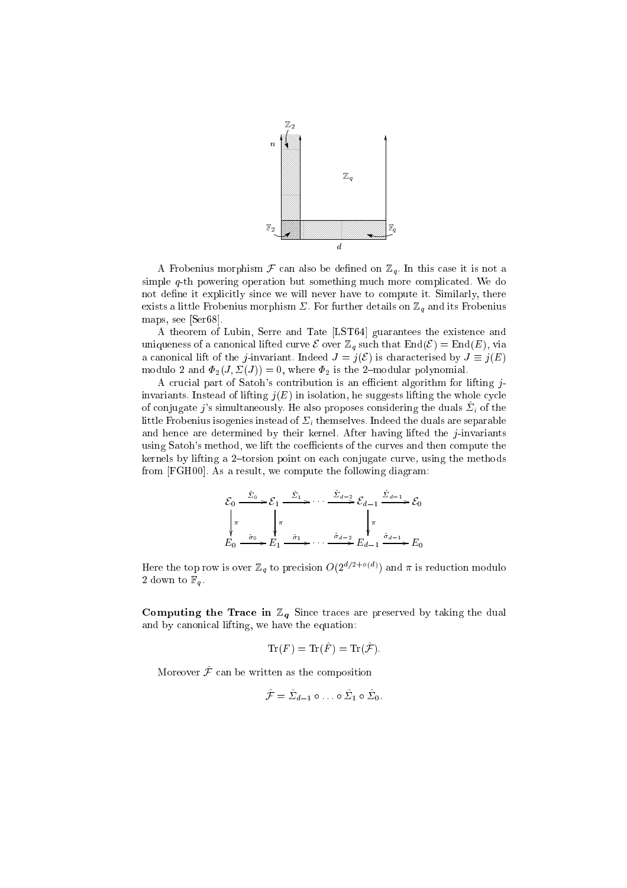A Frobenius morphism $\mathcal{F}$ can also be defined on $\mathbb{Z}_q$. In this case it is not a simple $q$-th powering operation but something much more complicated. We do not define it explicitly since we will never have to compute it. Similarly, there exists a little Frobenius morphism $\Sigma$. For further details on $\mathbb{Z}_q$ and its Frobenius maps, see [Ser68].

A theorem of Lubin, Serre and Tate [LST64] guarantees the existence and uniqueness of a canonical lifted curve $\mathcal{E}$ over $\mathbb{Z}_q$ such that $\mathrm{End}(\mathcal{E}) = \mathrm{End}(E)$, via a canonical lift of the $j$-invariant. Indeed $J = j(\mathcal{E})$ is characterised by $J \equiv j(E)$ modulo 2 and $\Phi_2(J, \Sigma(J)) = 0$, where $\Phi_2$ is the 2–modular polynomial.

A crucial part of Satoh's contribution is an efficient algorithm for lifting $j$-invariants. Instead of lifting $j(E)$ in isolation, he suggests lifting the whole cycle of conjugate $j$'s simultaneously. He also proposes considering the duals $\hat{\Sigma}_i$ of the little Frobenius isogenies instead of $\Sigma_i$ themselves. Indeed the duals are separable and hence are determined by their kernel. After having lifted the $j$-invariants using Satoh's method, we lift the coefficients of the curves and then compute the kernels by lifting a 2–torsion point on each conjugate curve, using the methods from [FGH00]. As a result, we compute the following diagram:

$$
\begin{array}{ccccccccc}
\mathcal{E}_0 & \xrightarrow{\hat{\Sigma}_0} & \mathcal{E}_1 & \xrightarrow{\hat{\Sigma}_1} & \cdots & \xrightarrow{\hat{\Sigma}_{d-2}} & \mathcal{E}_{d-1} & \xrightarrow{\hat{\Sigma}_{d-1}} & \mathcal{E}_0 \\
\downarrow \pi & & \downarrow \pi & & & & \downarrow \pi & & \\
E_0 & \xrightarrow{\hat{\sigma}_0} & E_1 & \xrightarrow{\hat{\sigma}_1} & \cdots & \xrightarrow{\hat{\sigma}_{d-2}} & E_{d-1} & \xrightarrow{\hat{\sigma}_{d-1}} & E_0
\end{array}
$$

Here the top row is over $\mathbb{Z}_q$ to precision $O(2^{d/2+o(d)})$ and $\pi$ is reduction modulo 2 down to $\mathbb{F}_q$.

**Computing the Trace in $\mathbb{Z}_q$** Since traces are preserved by taking the dual and by canonical lifting, we have the equation:

$$\mathrm{Tr}(F) = \mathrm{Tr}(\hat{F}) = \mathrm{Tr}(\hat{\mathcal{F}}).$$

Moreover $\hat{\mathcal{F}}$ can be written as the composition

$$\hat{\mathcal{F}} = \hat{\Sigma}_{d-1} \circ \ldots \circ \hat{\Sigma}_1 \circ \hat{\Sigma}_0.$$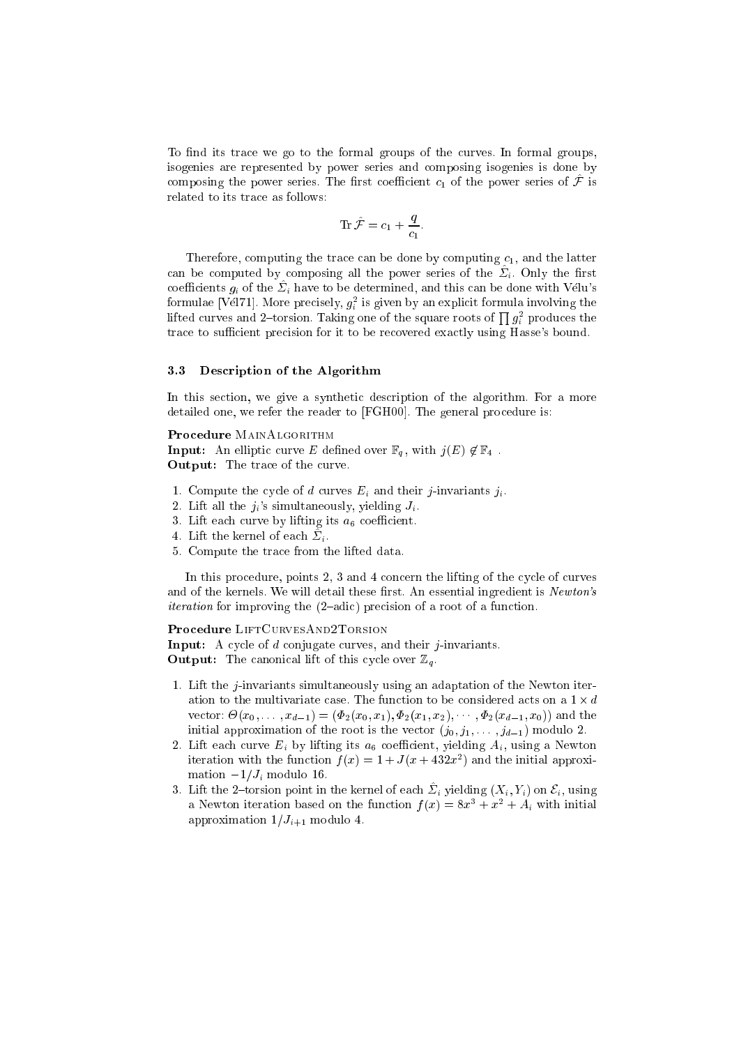To find its trace we go to the formal groups of the curves. In formal groups, isogenies are represented by power series and composing isogenies is done by composing the power series. The first coefficient $c_1$ of the power series of $\hat{\mathcal{F}}$ is related to its trace as follows:

$$\operatorname{Tr} \hat{\mathcal{F}} = c_1 + \frac{q}{c_1}.$$

Therefore, computing the trace can be done by computing $c_1$, and the latter can be computed by composing all the power series of the $\hat{\Sigma}_i$. Only the first coefficients $g_i$ of the $\hat{\Sigma}_i$ have to be determined, and this can be done with Vélu's formulae [Vél71]. More precisely, $g_i^2$ is given by an explicit formula involving the lifted curves and 2–torsion. Taking one of the square roots of $\prod g_i^2$ produces the trace to sufficient precision for it to be recovered exactly using Hasse's bound.

### 3.3 Description of the Algorithm

In this section, we give a synthetic description of the algorithm. For a more detailed one, we refer the reader to [FGH00]. The general procedure is:

**Procedure** MainAlgorithm
**Input:** An elliptic curve $E$ defined over $\mathbb{F}_q$, with $j(E) \notin \mathbb{F}_4$ .
**Output:** The trace of the curve.

1. Compute the cycle of $d$ curves $E_i$ and their $j$-invariants $j_i$.
2. Lift all the $j_i$'s simultaneously, yielding $J_i$.
3. Lift each curve by lifting its $a_6$ coefficient.
4. Lift the kernel of each $\hat{\Sigma}_i$.
5. Compute the trace from the lifted data.

In this procedure, points 2, 3 and 4 concern the lifting of the cycle of curves and of the kernels. We will detail these first. An essential ingredient is *Newton's iteration* for improving the (2–adic) precision of a root of a function.

**Procedure** LiftCurvesAnd2Torsion
**Input:** A cycle of $d$ conjugate curves, and their $j$-invariants.
**Output:** The canonical lift of this cycle over $\mathbb{Z}_q$.

1. Lift the $j$-invariants simultaneously using an adaptation of the Newton iteration to the multivariate case. The function to be considered acts on a $1 \times d$ vector: $\Theta(x_0, \cdots, x_{d-1}) = (\Phi_2(x_0, x_1), \Phi_2(x_1, x_2), \cdots, \Phi_2(x_{d-1}, x_0))$ and the initial approximation of the root is the vector $(j_0, j_1, \cdots, j_{d-1})$ modulo 2.
2. Lift each curve $E_i$ by lifting its $a_6$ coefficient, yielding $A_i$, using a Newton iteration with the function $f(x) = 1 + J(x + 432x^2)$ and the initial approximation $-1/J_i$ modulo 16.
3. Lift the 2–torsion point in the kernel of each $\hat{\Sigma}_i$ yielding $(X_i, Y_i)$ on $\mathcal{E}_i$, using a Newton iteration based on the function $f(x) = 8x^3 + x^2 + A_i$ with initial approximation $1/J_{i+1}$ modulo 4.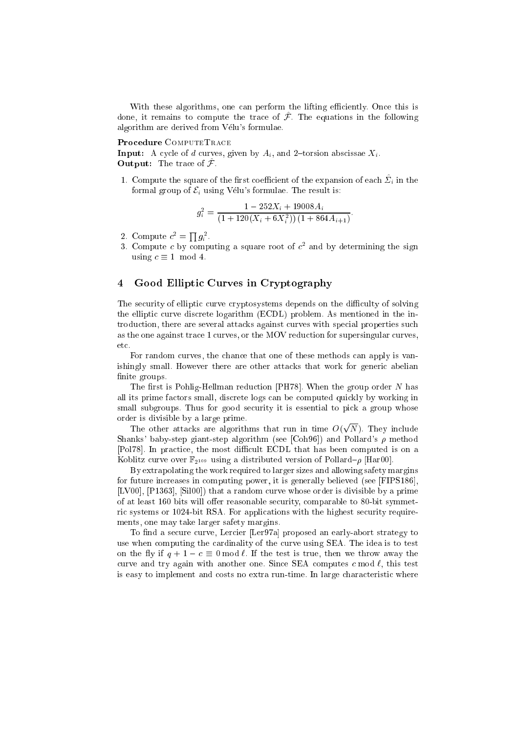With these algorithms, one can perform the lifting efficiently. Once this is done, it remains to compute the trace of $\hat{\mathcal{F}}$. The equations in the following algorithm are derived from Vélu's formulae.

**Procedure** ComputeTrace
**Input:** A cycle of $d$ curves, given by $A_i$, and 2–torsion abscissae $X_i$.
**Output:** The trace of $\hat{\mathcal{F}}$.

1. Compute the square of the first coefficient of the expansion of each $\hat{\Sigma}_i$ in the formal group of $\mathcal{E}_i$ using Vélu's formulae. The result is:
$$g_i^2 = \frac{1 - 252X_i + 19008A_i}{(1 + 120(X_i + 6X_i^2))(1 + 864A_{i+1})}.$$
2. Compute $c^2 = \prod g_i^2$.
3. Compute $c$ by computing a square root of $c^2$ and by determining the sign using $c \equiv 1 \mod 4$.

## 4 Good Elliptic Curves in Cryptography

The security of elliptic curve cryptosystems depends on the difficulty of solving the elliptic curve discrete logarithm (ECDL) problem. As mentioned in the introduction, there are several attacks against curves with special properties such as the one against trace 1 curves, or the MOV reduction for supersingular curves, etc.

For random curves, the chance that one of these methods can apply is vanishingly small. However there are other attacks that work for generic abelian finite groups.

The first is Pohlig-Hellman reduction [PH78]. When the group order $N$ has all its prime factors small, discrete logs can be computed quickly by working in small subgroups. Thus for good security it is essential to pick a group whose order is divisible by a large prime.

The other attacks are algorithms that run in time $O(\sqrt{N})$. They include Shanks' baby-step giant-step algorithm (see [Coh96]) and Pollard's $\rho$ method [Pol78]. In practice, the most difficult ECDL that has been computed is on a Koblitz curve over $\mathbb{F}_{2^{109}}$ using a distributed version of Pollard–$\rho$ [Har00].

By extrapolating the work required to larger sizes and allowing safety margins for future increases in computing power, it is generally believed (see [FIPS186], [LV00], [P1363], [Sil00]) that a random curve whose order is divisible by a prime of at least 160 bits will offer reasonable security, comparable to 80-bit symmetric systems or 1024-bit RSA. For applications with the highest security requirements, one may take larger safety margins.

To find a secure curve, Lercier [Ler97a] proposed an early-abort strategy to use when computing the cardinality of the curve using SEA. The idea is to test on the fly if $q + 1 - c \equiv 0 \bmod \ell$. If the test is true, then we throw away the curve and try again with another one. Since SEA computes $c \bmod \ell$, this test is easy to implement and costs no extra run-time. In large characteristic where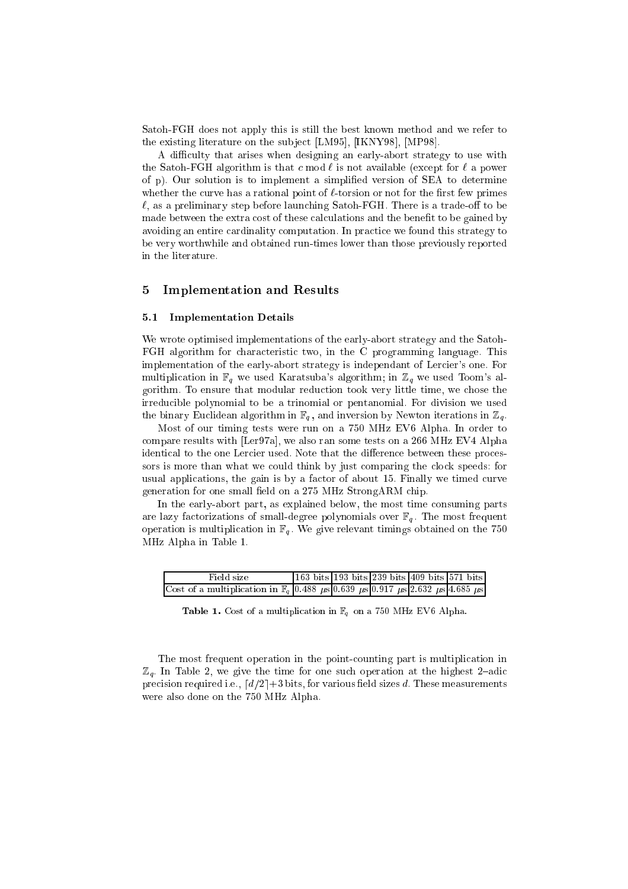Satoh-FGH does not apply this is still the best known method and we refer to the existing literature on the subject [LM95], [IKNY98], [MP98].

A difficulty that arises when designing an early-abort strategy to use with the Satoh-FGH algorithm is that $c \bmod \ell$ is not available (except for $\ell$ a power of p). Our solution is to implement a simplified version of SEA to determine whether the curve has a rational point of $\ell$-torsion or not for the first few primes $\ell$, as a preliminary step before launching Satoh-FGH. There is a trade-off to be made between the extra cost of these calculations and the benefit to be gained by avoiding an entire cardinality computation. In practice we found this strategy to be very worthwhile and obtained run-times lower than those previously reported in the literature.

## 5 Implementation and Results

### 5.1 Implementation Details

We wrote optimised implementations of the early-abort strategy and the Satoh-FGH algorithm for characteristic two, in the C programming language. This implementation of the early-abort strategy is independant of Lercier's one. For multiplication in $\mathbb{F}_q$ we used Karatsuba's algorithm; in $\mathbb{Z}_q$ we used Toom's algorithm. To ensure that modular reduction took very little time, we chose the irreducible polynomial to be a trinomial or pentanomial. For division we used the binary Euclidean algorithm in $\mathbb{F}_q$, and inversion by Newton iterations in $\mathbb{Z}_q$.

Most of our timing tests were run on a 750 MHz EV6 Alpha. In order to compare results with [Ler97a], we also ran some tests on a 266 MHz EV4 Alpha identical to the one Lercier used. Note that the difference between these processors is more than what we could think by just comparing the clock speeds: for usual applications, the gain is by a factor of about 15. Finally we timed curve generation for one small field on a 275 MHz StrongARM chip.

In the early-abort part, as explained below, the most time consuming parts are lazy factorizations of small-degree polynomials over $\mathbb{F}_q$. The most frequent operation is multiplication in $\mathbb{F}_q$. We give relevant timings obtained on the 750 MHz Alpha in Table 1.

| Field size | 163 bits | 193 bits | 239 bits | 409 bits | 571 bits |
|---|---|---|---|---|---|
| Cost of a multiplication in $\mathbb{F}_q$ | 0.488 $\mu$s | 0.639 $\mu$s | 0.917 $\mu$s | 2.632 $\mu$s | 4.685 $\mu$s |

**Table 1.** Cost of a multiplication in $\mathbb{F}_q$ on a 750 MHz EV6 Alpha.

The most frequent operation in the point-counting part is multiplication in $\mathbb{Z}_q$. In Table 2, we give the time for one such operation at the highest 2–adic precision required i.e., $\lceil d/2 \rceil + 3$ bits, for various field sizes $d$. These measurements were also done on the 750 MHz Alpha.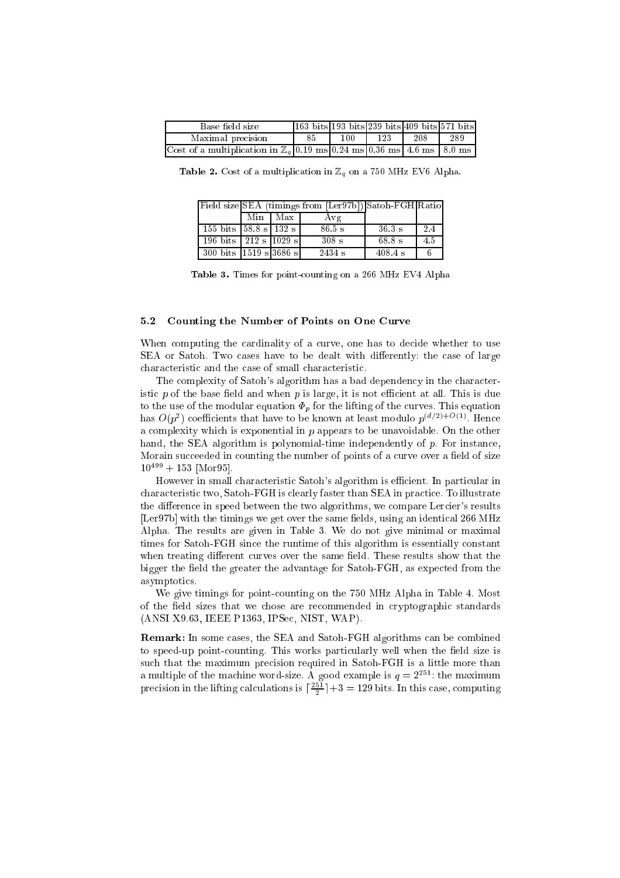| Base field size | 163 bits | 193 bits | 239 bits | 409 bits | 571 bits |
|---|---|---|---|---|---|
| Maximal precision | 85 | 100 | 123 | 208 | 289 |
| Cost of a multiplication in $\mathbb{Z}_q$ | 0.19 ms | 0.24 ms | 0.36 ms | 4.6 ms | 8.0 ms |

**Table 2.** Cost of a multiplication in $\mathbb{Z}_q$ on a 750 MHz EV6 Alpha.

| Field size | SEA (timings from [Ler97b]) | | | Satoh-FGH | Ratio |
|---|---|---|---|---|---|
| | Min | Max | Avg | | |
| 155 bits | 58.8 s | 132 s | 86.5 s | 36.3 s | 2.4 |
| 196 bits | 212 s | 1029 s | 308 s | 68.8 s | 4.5 |
| 300 bits | 1519 s | 3686 s | 2434 s | 408.4 s | 6 |

**Table 3.** Times for point-counting on a 266 MHz EV4 Alpha

### 5.2 Counting the Number of Points on One Curve

When computing the cardinality of a curve, one has to decide whether to use SEA or Satoh. Two cases have to be dealt with differently: the case of large characteristic and the case of small characteristic.

The complexity of Satoh's algorithm has a bad dependency in the characteristic $p$ of the base field and when $p$ is large, it is not efficient at all. This is due to the use of the modular equation $\Phi_p$ for the lifting of the curves. This equation has $O(p^2)$ coefficients that have to be known at least modulo $p^{(d/2)+O(1)}$. Hence a complexity which is exponential in $p$ appears to be unavoidable. On the other hand, the SEA algorithm is polynomial-time independently of $p$. For instance, Morain succeeded in counting the number of points of a curve over a field of size $10^{499} + 153$ [Mor95].

However in small characteristic Satoh's algorithm is efficient. In particular in characteristic two, Satoh-FGH is clearly faster than SEA in practice. To illustrate the difference in speed between the two algorithms, we compare Lercier's results [Ler97b] with the timings we get over the same fields, using an identical 266 MHz Alpha. The results are given in Table 3. We do not give minimal or maximal times for Satoh-FGH since the runtime of this algorithm is essentially constant when treating different curves over the same field. These results show that the bigger the field the greater the advantage for Satoh-FGH, as expected from the asymptotics.

We give timings for point-counting on the 750 MHz Alpha in Table 4. Most of the field sizes that we chose are recommended in cryptographic standards (ANSI X9.63, IEEE P1363, IPSec, NIST, WAP).

**Remark:** In some cases, the SEA and Satoh-FGH algorithms can be combined to speed-up point-counting. This works particularly well when the field size is such that the maximum precision required in Satoh-FGH is a little more than a multiple of the machine word-size. A good example is $q = 2^{251}$: the maximum precision in the lifting calculations is $\lceil \frac{251}{2} \rceil + 3 = 129$ bits. In this case, computing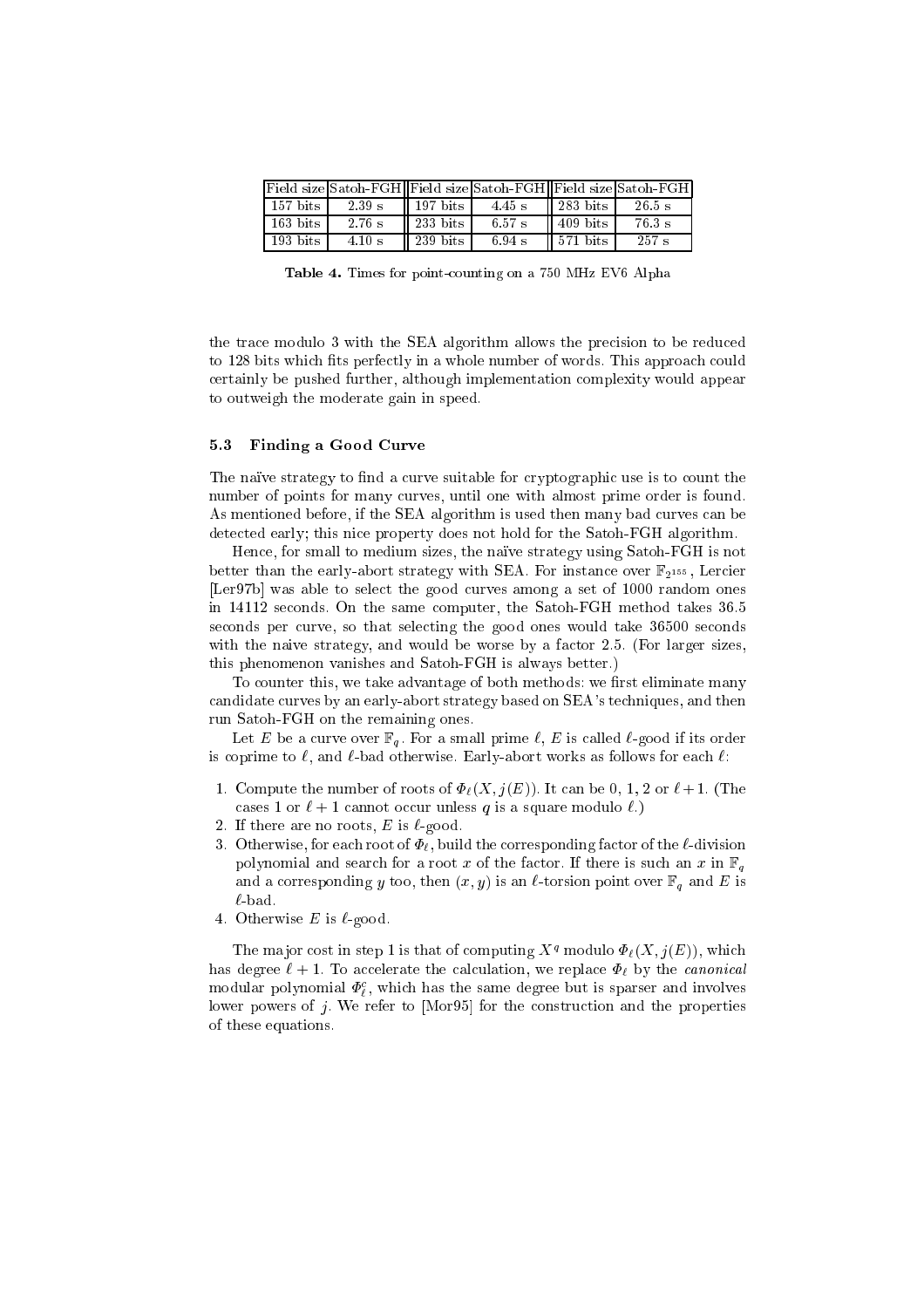| Field size | Satoh-FGH | Field size | Satoh-FGH | Field size | Satoh-FGH |
|---|---|---|---|---|---|
| 157 bits | 2.39 s | 197 bits | 4.45 s | 283 bits | 26.5 s |
| 163 bits | 2.76 s | 233 bits | 6.57 s | 409 bits | 76.3 s |
| 193 bits | 4.10 s | 239 bits | 6.94 s | 571 bits | 257 s |

**Table 4.** Times for point-counting on a 750 MHz EV6 Alpha

the trace modulo 3 with the SEA algorithm allows the precision to be reduced to 128 bits which fits perfectly in a whole number of words. This approach could certainly be pushed further, although implementation complexity would appear to outweigh the moderate gain in speed.

### 5.3 Finding a Good Curve

The naïve strategy to find a curve suitable for cryptographic use is to count the number of points for many curves, until one with almost prime order is found. As mentioned before, if the SEA algorithm is used then many bad curves can be detected early; this nice property does not hold for the Satoh-FGH algorithm.

Hence, for small to medium sizes, the naïve strategy using Satoh-FGH is not better than the early-abort strategy with SEA. For instance over $\mathbb{F}_{2^{155}}$, Lercier [Ler97b] was able to select the good curves among a set of 1000 random ones in 14112 seconds. On the same computer, the Satoh-FGH method takes 36.5 seconds per curve, so that selecting the good ones would take 36500 seconds with the naive strategy, and would be worse by a factor 2.5. (For larger sizes, this phenomenon vanishes and Satoh-FGH is always better.)

To counter this, we take advantage of both methods: we first eliminate many candidate curves by an early-abort strategy based on SEA's techniques, and then run Satoh-FGH on the remaining ones.

Let $E$ be a curve over $\mathbb{F}_q$. For a small prime $\ell$, $E$ is called $\ell$-good if its order is coprime to $\ell$, and $\ell$-bad otherwise. Early-abort works as follows for each $\ell$:

1. Compute the number of roots of $\Phi_\ell(X, j(E))$. It can be 0, 1, 2 or $\ell+1$. (The cases 1 or $\ell+1$ cannot occur unless $q$ is a square modulo $\ell$.)
2. If there are no roots, $E$ is $\ell$-good.
3. Otherwise, for each root of $\Phi_\ell$, build the corresponding factor of the $\ell$-division polynomial and search for a root $x$ of the factor. If there is such an $x$ in $\mathbb{F}_q$ and a corresponding $y$ too, then $(x, y)$ is an $\ell$-torsion point over $\mathbb{F}_q$ and $E$ is $\ell$-bad.
4. Otherwise $E$ is $\ell$-good.

The major cost in step 1 is that of computing $X^q$ modulo $\Phi_\ell(X, j(E))$, which has degree $\ell+1$. To accelerate the calculation, we replace $\Phi_\ell$ by the *canonical* modular polynomial $\Phi_\ell^c$, which has the same degree but is sparser and involves lower powers of $j$. We refer to [Mor95] for the construction and the properties of these equations.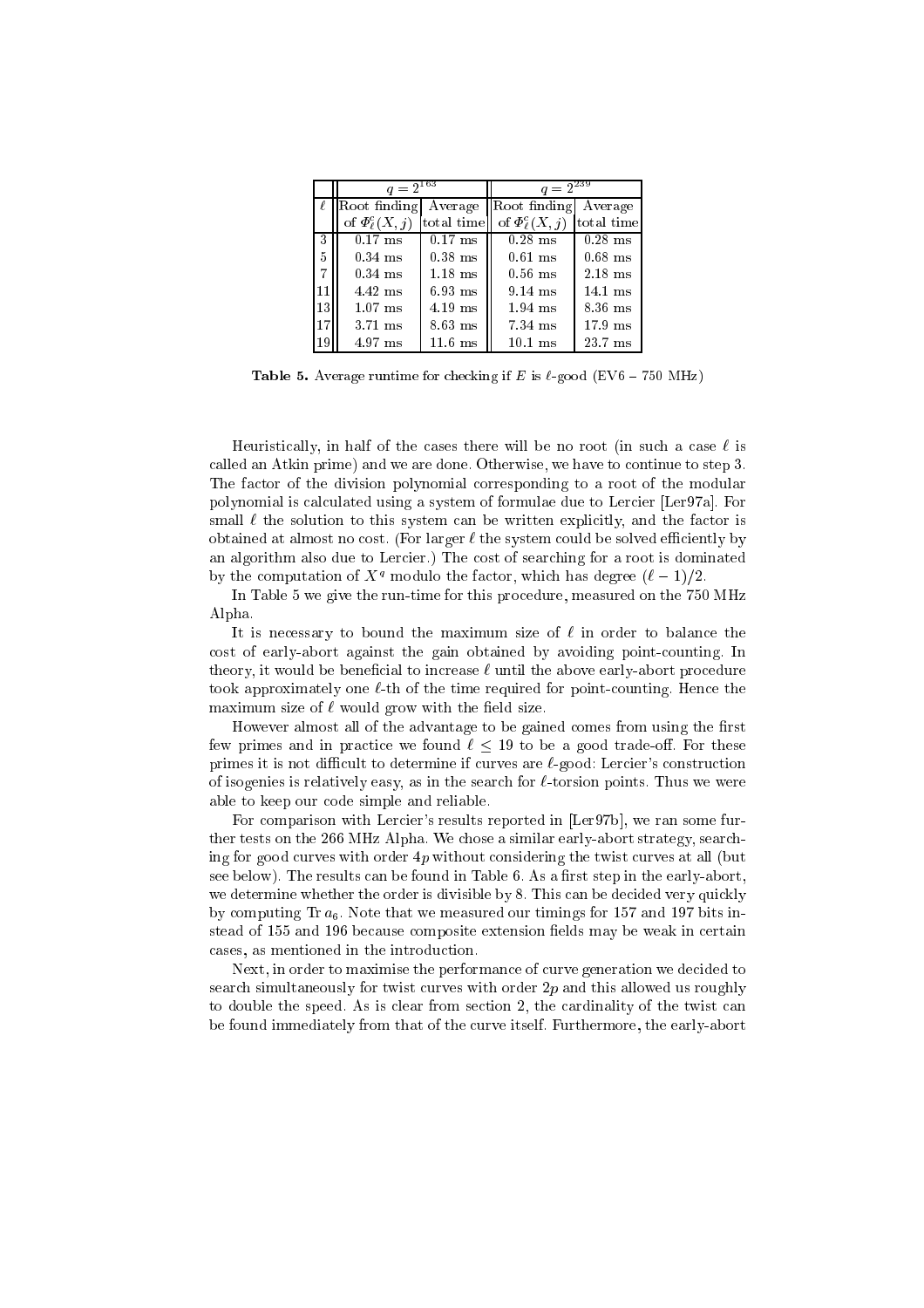| | $q = 2^{163}$ | | $q = 2^{239}$ | |
|---|---|---|---|---|
| $\ell$ | Root finding of $\Phi_\ell^c(X, j)$ | Average total time | Root finding of $\Phi_\ell^c(X, j)$ | Average total time |
| 3 | 0.17 ms | 0.17 ms | 0.28 ms | 0.28 ms |
| 5 | 0.34 ms | 0.38 ms | 0.61 ms | 0.68 ms |
| 7 | 0.34 ms | 1.18 ms | 0.56 ms | 2.18 ms |
| 11 | 4.42 ms | 6.93 ms | 9.14 ms | 14.1 ms |
| 13 | 1.07 ms | 4.19 ms | 1.94 ms | 8.36 ms |
| 17 | 3.71 ms | 8.63 ms | 7.34 ms | 17.9 ms |
| 19 | 4.97 ms | 11.6 ms | 10.1 ms | 23.7 ms |

**Table 5.** Average runtime for checking if $E$ is $\ell$-good (EV6 – 750 MHz)

Heuristically, in half of the cases there will be no root (in such a case $\ell$ is called an Atkin prime) and we are done. Otherwise, we have to continue to step 3. The factor of the division polynomial corresponding to a root of the modular polynomial is calculated using a system of formulae due to Lercier [Ler97a]. For small $\ell$ the solution to this system can be written explicitly, and the factor is obtained at almost no cost. (For larger $\ell$ the system could be solved efficiently by an algorithm also due to Lercier.) The cost of searching for a root is dominated by the computation of $X^q$ modulo the factor, which has degree $(\ell - 1)/2$.

In Table 5 we give the run-time for this procedure, measured on the 750 MHz Alpha.

It is necessary to bound the maximum size of $\ell$ in order to balance the cost of early-abort against the gain obtained by avoiding point-counting. In theory, it would be beneficial to increase $\ell$ until the above early-abort procedure took approximately one $\ell$-th of the time required for point-counting. Hence the maximum size of $\ell$ would grow with the field size.

However almost all of the advantage to be gained comes from using the first few primes and in practice we found $\ell \leq 19$ to be a good trade-off. For these primes it is not difficult to determine if curves are $\ell$-good: Lercier's construction of isogenies is relatively easy, as in the search for $\ell$-torsion points. Thus we were able to keep our code simple and reliable.

For comparison with Lercier's results reported in [Ler97b], we ran some further tests on the 266 MHz Alpha. We chose a similar early-abort strategy, searching for good curves with order $4p$ without considering the twist curves at all (but see below). The results can be found in Table 6. As a first step in the early-abort, we determine whether the order is divisible by 8. This can be decided very quickly by computing $\operatorname{Tr} a_6$. Note that we measured our timings for 157 and 197 bits instead of 155 and 196 because composite extension fields may be weak in certain cases, as mentioned in the introduction.

Next, in order to maximise the performance of curve generation we decided to search simultaneously for twist curves with order $2p$ and this allowed us roughly to double the speed. As is clear from section 2, the cardinality of the twist can be found immediately from that of the curve itself. Furthermore, the early-abort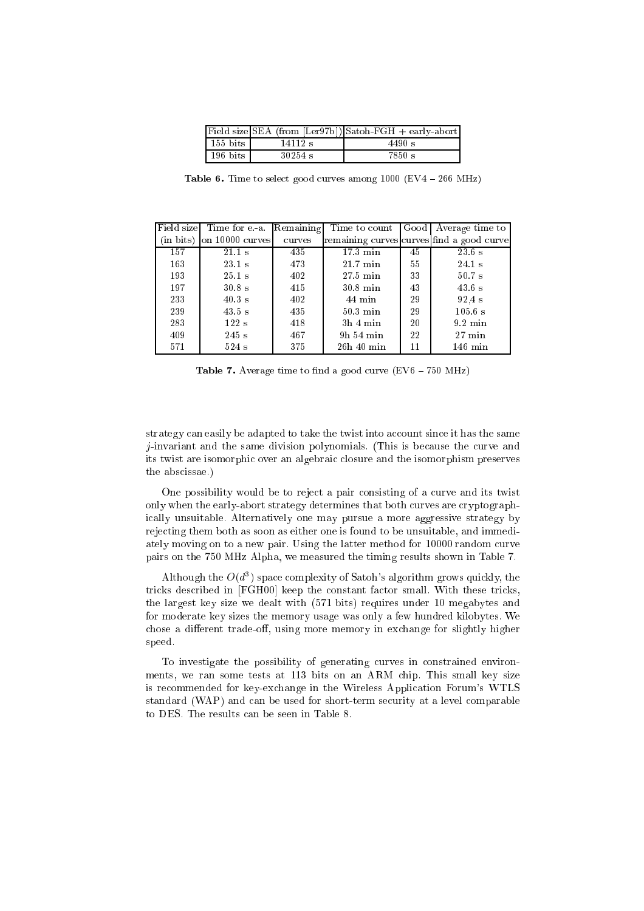| Field size | SEA (from [Ler97b]) | Satoh-FGH + early-abort |
|---|---|---|
| 155 bits | 14112 s | 4490 s |
| 196 bits | 30254 s | 7850 s |

**Table 6.** Time to select good curves among 1000 (EV4 – 266 MHz)

| Field size (in bits) | Time for e.-a. on 10000 curves | Remaining curves | Time to count remaining curves | Good curves | Average time to find a good curve |
|---|---|---|---|---|---|
| 157 | 21.1 s | 435 | 17.3 min | 45 | 23.6 s |
| 163 | 23.1 s | 473 | 21.7 min | 55 | 24.1 s |
| 193 | 25.1 s | 402 | 27.5 min | 33 | 50.7 s |
| 197 | 30.8 s | 415 | 30.8 min | 43 | 43.6 s |
| 233 | 40.3 s | 402 | 44 min | 29 | 92,4 s |
| 239 | 43.5 s | 435 | 50.3 min | 29 | 105.6 s |
| 283 | 122 s | 418 | 3h 4 min | 20 | 9.2 min |
| 409 | 245 s | 467 | 9h 54 min | 22 | 27 min |
| 571 | 524 s | 375 | 26h 40 min | 11 | 146 min |

**Table 7.** Average time to find a good curve (EV6 – 750 MHz)

strategy can easily be adapted to take the twist into account since it has the same $j$-invariant and the same division polynomials. (This is because the curve and its twist are isomorphic over an algebraic closure and the isomorphism preserves the abscissae.)

One possibility would be to reject a pair consisting of a curve and its twist only when the early-abort strategy determines that both curves are cryptographically unsuitable. Alternatively one may pursue a more aggressive strategy by rejecting them both as soon as either one is found to be unsuitable, and immediately moving on to a new pair. Using the latter method for 10000 random curve pairs on the 750 MHz Alpha, we measured the timing results shown in Table 7.

Although the $O(d^3)$ space complexity of Satoh's algorithm grows quickly, the tricks described in [FGH00] keep the constant factor small. With these tricks, the largest key size we dealt with (571 bits) requires under 10 megabytes and for moderate key sizes the memory usage was only a few hundred kilobytes. We chose a different trade-off, using more memory in exchange for slightly higher speed.

To investigate the possibility of generating curves in constrained environments, we ran some tests at 113 bits on an ARM chip. This small key size is recommended for key-exchange in the Wireless Application Forum's WTLS standard (WAP) and can be used for short-term security at a level comparable to DES. The results can be seen in Table 8.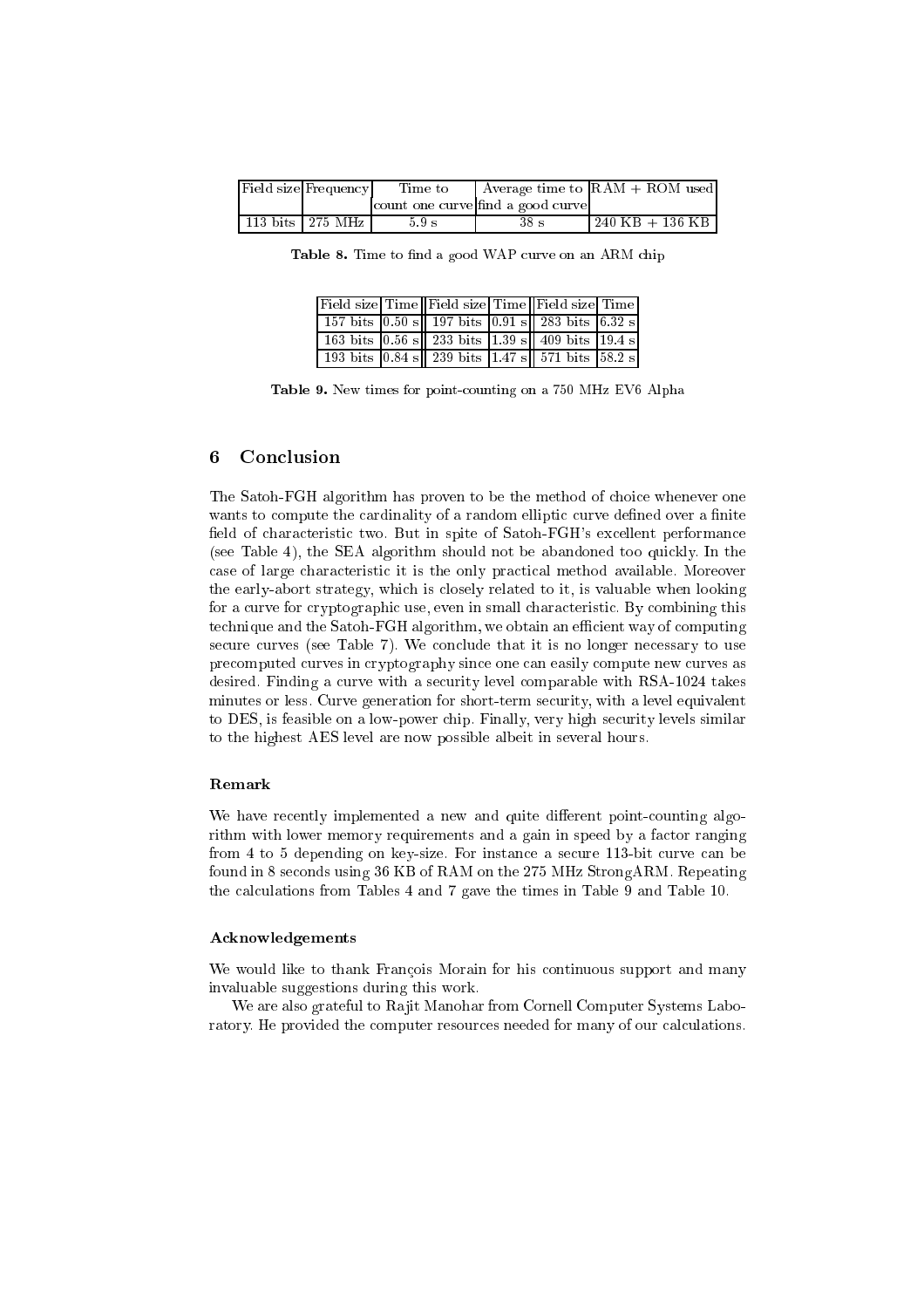| Field size | Frequency | Time to count one curve | Average time to find a good curve | RAM + ROM used |
|---|---|---|---|---|
| 113 bits | 275 MHz | 5.9 s | 38 s | 240 KB + 136 KB |

**Table 8.** Time to find a good WAP curve on an ARM chip

| Field size | Time | Field size | Time | Field size | Time |
|---|---|---|---|---|---|
| 157 bits | 0.50 s | 197 bits | 0.91 s | 283 bits | 6.32 s |
| 163 bits | 0.56 s | 233 bits | 1.39 s | 409 bits | 19.4 s |
| 193 bits | 0.84 s | 239 bits | 1.47 s | 571 bits | 58.2 s |

**Table 9.** New times for point-counting on a 750 MHz EV6 Alpha

## 6 Conclusion

The Satoh-FGH algorithm has proven to be the method of choice whenever one wants to compute the cardinality of a random elliptic curve defined over a finite field of characteristic two. But in spite of Satoh-FGH's excellent performance (see Table 4), the SEA algorithm should not be abandoned too quickly. In the case of large characteristic it is the only practical method available. Moreover the early-abort strategy, which is closely related to it, is valuable when looking for a curve for cryptographic use, even in small characteristic. By combining this technique and the Satoh-FGH algorithm, we obtain an efficient way of computing secure curves (see Table 7). We conclude that it is no longer necessary to use precomputed curves in cryptography since one can easily compute new curves as desired. Finding a curve with a security level comparable with RSA-1024 takes minutes or less. Curve generation for short-term security, with a level equivalent to DES, is feasible on a low-power chip. Finally, very high security levels similar to the highest AES level are now possible albeit in several hours.

### Remark

We have recently implemented a new and quite different point-counting algorithm with lower memory requirements and a gain in speed by a factor ranging from 4 to 5 depending on key-size. For instance a secure 113-bit curve can be found in 8 seconds using 36 KB of RAM on the 275 MHz StrongARM. Repeating the calculations from Tables 4 and 7 gave the times in Table 9 and Table 10.

### Acknowledgements

We would like to thank François Morain for his continuous support and many invaluable suggestions during this work.

We are also grateful to Rajit Manohar from Cornell Computer Systems Laboratory. He provided the computer resources needed for many of our calculations.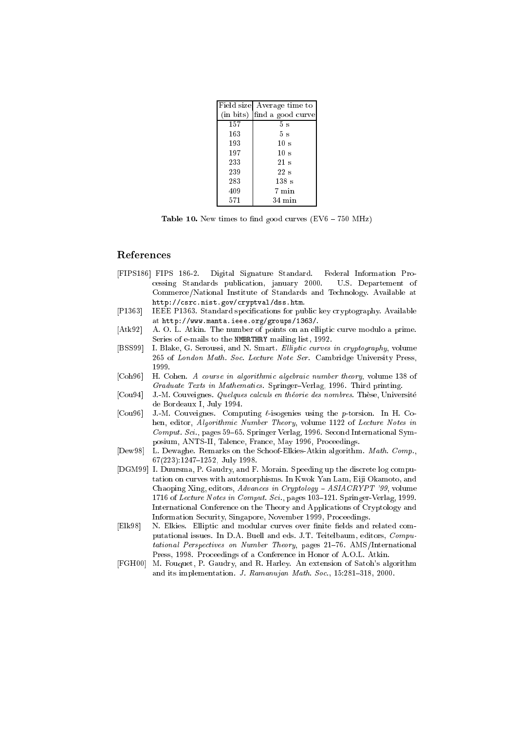| Field size (in bits) | Average time to find a good curve |
|---|---|
| 157 | 5 s |
| 163 | 5 s |
| 193 | 10 s |
| 197 | 10 s |
| 233 | 21 s |
| 239 | 22 s |
| 283 | 138 s |
| 409 | 7 min |
| 571 | 34 min |

**Table 10.** New times to find good curves (EV6 – 750 MHz)

## References

- [FIPS186] FIPS 186-2. Digital Signature Standard. Federal Information Processing Standards publication, january 2000. U.S. Departement of Commerce/National Institute of Standards and Technology. Available at `http://csrc.nist.gov/cryptval/dss.htm`.
- [P1363] IEEE P1363. Standard specifications for public key cryptography. Available at `http://www.manta.ieee.org/groups/1363/`.
- [Atk92] A. O. L. Atkin. The number of points on an elliptic curve modulo a prime. Series of e-mails to the `NMBRTHRY` mailing list, 1992.
- [BSS99] I. Blake, G. Seroussi, and N. Smart. *Elliptic curves in cryptography*, volume 265 of *London Math. Soc. Lecture Note Ser.* Cambridge University Press, 1999.
- [Coh96] H. Cohen. *A course in algorithmic algebraic number theory*, volume 138 of *Graduate Texts in Mathematics*. Springer–Verlag, 1996. Third printing.
- [Cou94] J.-M. Couveignes. *Quelques calculs en théorie des nombres*. Thèse, Université de Bordeaux I, July 1994.
- [Cou96] J.-M. Couveignes. Computing $\ell$-isogenies using the $p$-torsion. In H. Cohen, editor, *Algorithmic Number Theory*, volume 1122 of *Lecture Notes in Comput. Sci.*, pages 59–65. Springer Verlag, 1996. Second International Symposium, ANTS-II, Talence, France, May 1996, Proceedings.
- [Dew98] L. Dewaghe. Remarks on the Schoof-Elkies-Atkin algorithm. *Math. Comp.*, 67(223):1247–1252, July 1998.
- [DGM99] I. Duursma, P. Gaudry, and F. Morain. Speeding up the discrete log computation on curves with automorphisms. In Kwok Yan Lam, Eiji Okamoto, and Chaoping Xing, editors, *Advances in Cryptology – ASIACRYPT '99*, volume 1716 of *Lecture Notes in Comput. Sci.*, pages 103–121. Springer-Verlag, 1999. International Conference on the Theory and Applications of Cryptology and Information Security, Singapore, November 1999, Proceedings.
- [Elk98] N. Elkies. Elliptic and modular curves over finite fields and related computational issues. In D.A. Buell and eds. J.T. Teitelbaum, editors, *Computational Perspectives on Number Theory*, pages 21–76. AMS/International Press, 1998. Proceedings of a Conference in Honor of A.O.L. Atkin.
- [FGH00] M. Fouquet, P. Gaudry, and R. Harley. An extension of Satoh's algorithm and its implementation. *J. Ramanujan Math. Soc.*, 15:281–318, 2000.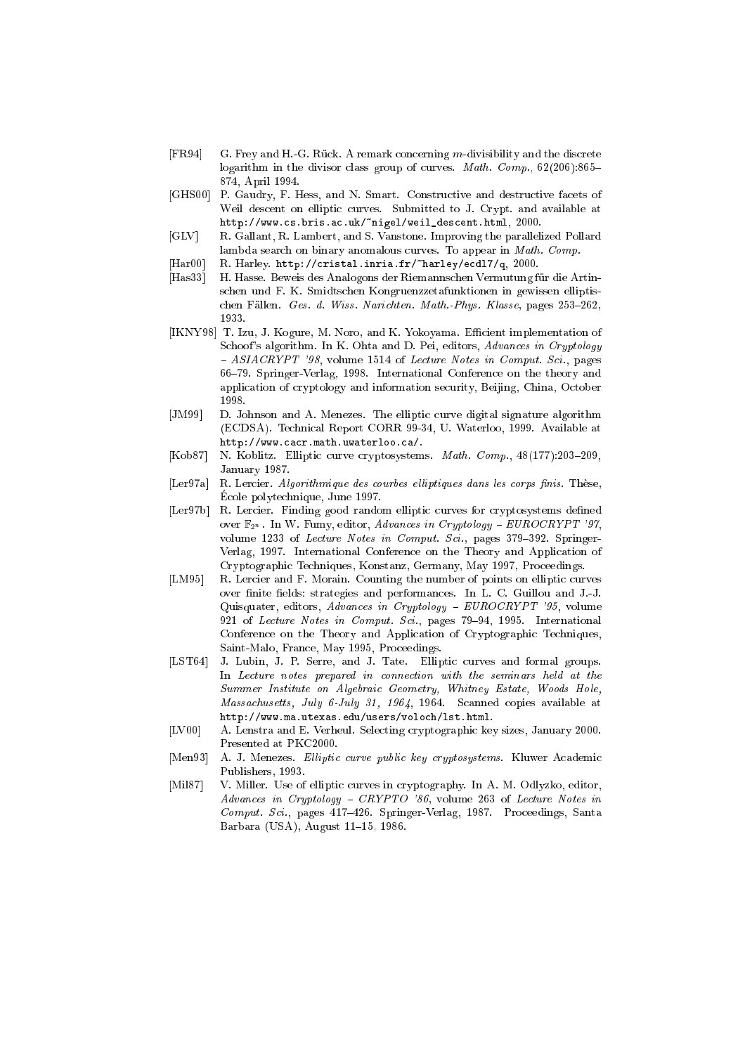[FR94] G. Frey and H.-G. Rück. A remark concerning $m$-divisibility and the discrete logarithm in the divisor class group of curves. *Math. Comp.*, 62(206):865–874, April 1994.

[GHS00] P. Gaudry, F. Hess, and N. Smart. Constructive and destructive facets of Weil descent on elliptic curves. Submitted to J. Crypt. and available at `http://www.cs.bris.ac.uk/~nigel/weil_descent.html`, 2000.

[GLV] R. Gallant, R. Lambert, and S. Vanstone. Improving the parallelized Pollard lambda search on binary anomalous curves. To appear in *Math. Comp.*

[Har00] R. Harley. `http://cristal.inria.fr/~harley/ecdl7/q`, 2000.

[Has33] H. Hasse. Beweis des Analogons der Riemannschen Vermutung für die Artinschen und F. K. Smidtschen Kongruenzzetafunktionen in gewissen elliptischen Fällen. *Ges. d. Wiss. Narichten. Math.-Phys. Klasse*, pages 253–262, 1933.

[IKNY98] T. Izu, J. Kogure, M. Noro, and K. Yokoyama. Efficient implementation of Schoof's algorithm. In K. Ohta and D. Pei, editors, *Advances in Cryptology – ASIACRYPT '98*, volume 1514 of *Lecture Notes in Comput. Sci.*, pages 66–79. Springer-Verlag, 1998. International Conference on the theory and application of cryptology and information security, Beijing, China, October 1998.

[JM99] D. Johnson and A. Menezes. The elliptic curve digital signature algorithm (ECDSA). Technical Report CORR 99-34, U. Waterloo, 1999. Available at `http://www.cacr.math.uwaterloo.ca/`.

[Kob87] N. Koblitz. Elliptic curve cryptosystems. *Math. Comp.*, 48(177):203–209, January 1987.

[Ler97a] R. Lercier. *Algorithmique des courbes elliptiques dans les corps finis*. Thèse, École polytechnique, June 1997.

[Ler97b] R. Lercier. Finding good random elliptic curves for cryptosystems defined over $\mathbb{F}_{2^n}$. In W. Fumy, editor, *Advances in Cryptology – EUROCRYPT '97*, volume 1233 of *Lecture Notes in Comput. Sci.*, pages 379–392. Springer-Verlag, 1997. International Conference on the Theory and Application of Cryptographic Techniques, Konstanz, Germany, May 1997, Proceedings.

[LM95] R. Lercier and F. Morain. Counting the number of points on elliptic curves over finite fields: strategies and performances. In L. C. Guillou and J.-J. Quisquater, editors, *Advances in Cryptology – EUROCRYPT '95*, volume 921 of *Lecture Notes in Comput. Sci.*, pages 79–94, 1995. International Conference on the Theory and Application of Cryptographic Techniques, Saint-Malo, France, May 1995, Proceedings.

[LST64] J. Lubin, J. P. Serre, and J. Tate. Elliptic curves and formal groups. In *Lecture notes prepared in connection with the seminars held at the Summer Institute on Algebraic Geometry, Whitney Estate, Woods Hole, Massachusetts, July 6-July 31, 1964*, 1964. Scanned copies available at `http://www.ma.utexas.edu/users/voloch/lst.html`.

[LV00] A. Lenstra and E. Verheul. Selecting cryptographic key sizes, January 2000. Presented at PKC2000.

[Men93] A. J. Menezes. *Elliptic curve public key cryptosystems*. Kluwer Academic Publishers, 1993.

[Mil87] V. Miller. Use of elliptic curves in cryptography. In A. M. Odlyzko, editor, *Advances in Cryptology – CRYPTO '86*, volume 263 of *Lecture Notes in Comput. Sci.*, pages 417–426. Springer-Verlag, 1987. Proceedings, Santa Barbara (USA), August 11–15, 1986.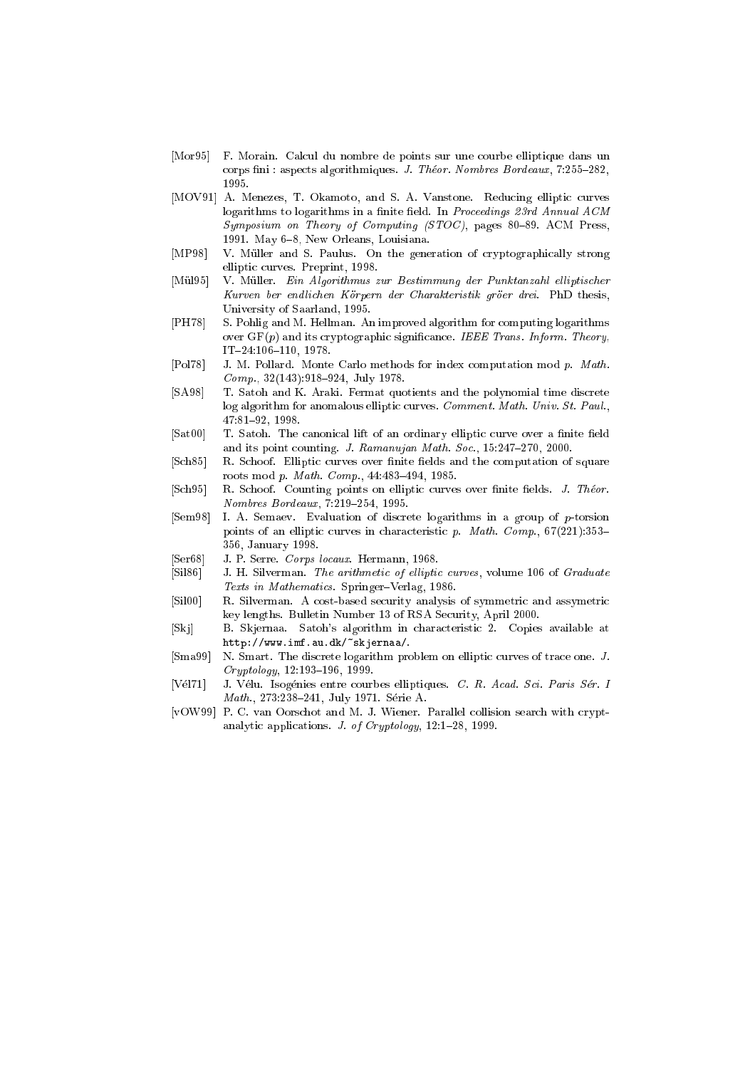[Mor95] F. Morain. Calcul du nombre de points sur une courbe elliptique dans un corps fini : aspects algorithmiques. *J. Théor. Nombres Bordeaux*, 7:255–282, 1995.

[MOV91] A. Menezes, T. Okamoto, and S. A. Vanstone. Reducing elliptic curves logarithms to logarithms in a finite field. In *Proceedings 23rd Annual ACM Symposium on Theory of Computing (STOC)*, pages 80–89. ACM Press, 1991. May 6–8, New Orleans, Louisiana.

[MP98] V. Müller and S. Paulus. On the generation of cryptographically strong elliptic curves. Preprint, 1998.

[Mül95] V. Müller. *Ein Algorithmus zur Bestimmung der Punktanzahl elliptischer Kurven ber endlichen Körpern der Charakteristik gröer drei*. PhD thesis, University of Saarland, 1995.

[PH78] S. Pohlig and M. Hellman. An improved algorithm for computing logarithms over $GF(p)$ and its cryptographic significance. *IEEE Trans. Inform. Theory*, IT–24:106–110, 1978.

[Pol78] J. M. Pollard. Monte Carlo methods for index computation mod $p$. *Math. Comp.*, 32(143):918–924, July 1978.

[SA98] T. Satoh and K. Araki. Fermat quotients and the polynomial time discrete log algorithm for anomalous elliptic curves. *Comment. Math. Univ. St. Paul.*, 47:81–92, 1998.

[Sat00] T. Satoh. The canonical lift of an ordinary elliptic curve over a finite field and its point counting. *J. Ramanujan Math. Soc.*, 15:247–270, 2000.

[Sch85] R. Schoof. Elliptic curves over finite fields and the computation of square roots mod $p$. *Math. Comp.*, 44:483–494, 1985.

[Sch95] R. Schoof. Counting points on elliptic curves over finite fields. *J. Théor. Nombres Bordeaux*, 7:219–254, 1995.

[Sem98] I. A. Semaev. Evaluation of discrete logarithms in a group of $p$-torsion points of an elliptic curves in characteristic $p$. *Math. Comp.*, 67(221):353–356, January 1998.

[Ser68] J. P. Serre. *Corps locaux*. Hermann, 1968.

[Sil86] J. H. Silverman. *The arithmetic of elliptic curves*, volume 106 of *Graduate Texts in Mathematics*. Springer–Verlag, 1986.

[Sil00] R. Silverman. A cost-based security analysis of symmetric and assymetric key lengths. Bulletin Number 13 of RSA Security, April 2000.

[Skj] B. Skjernaa. Satoh's algorithm in characteristic 2. Copies available at `http://www.imf.au.dk/~skjernaa/`.

[Sma99] N. Smart. The discrete logarithm problem on elliptic curves of trace one. *J. Cryptology*, 12:193–196, 1999.

[Vél71] J. Vélu. Isogénies entre courbes elliptiques. *C. R. Acad. Sci. Paris Sér. I Math.*, 273:238–241, July 1971. Série A.

[vOW99] P. C. van Oorschot and M. J. Wiener. Parallel collision search with cryptanalytic applications. *J. of Cryptology*, 12:1–28, 1999.